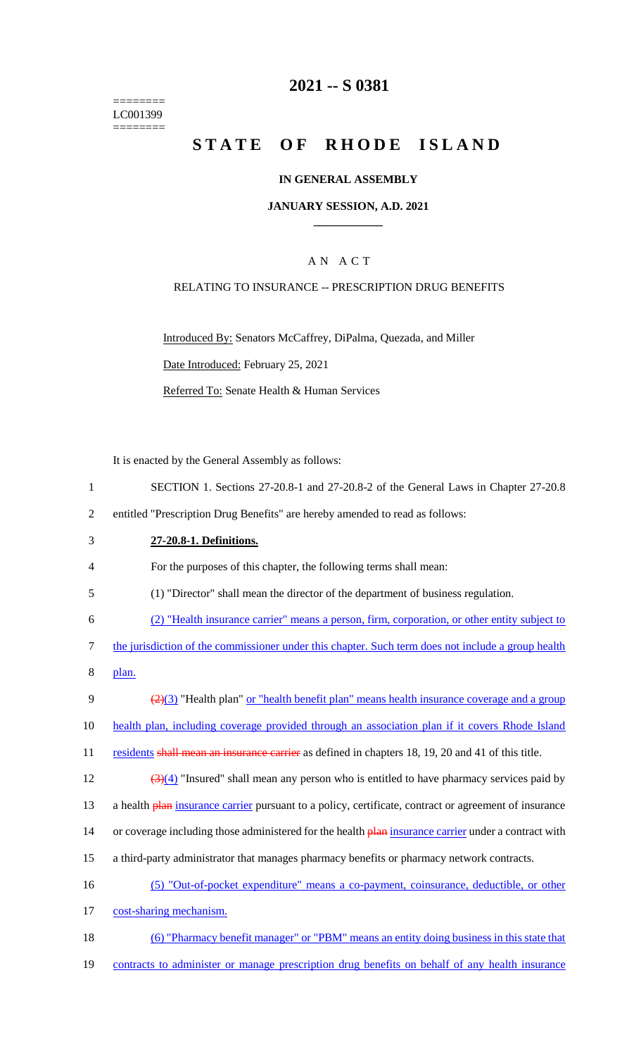========
LC001399
========

# 2021 -- S 0381

# STATE OF RHODE ISLAND

## IN GENERAL ASSEMBLY

### JANUARY SESSION, A.D. 2021

---

### A N A C T

RELATING TO INSURANCE -- PRESCRIPTION DRUG BENEFITS

Introduced By: Senators McCaffrey, DiPalma, Quezada, and Miller

Date Introduced: February 25, 2021

Referred To: Senate Health & Human Services

It is enacted by the General Assembly as follows:

1 SECTION 1. Sections 27-20.8-1 and 27-20.8-2 of the General Laws in Chapter 27-20.8
2 entitled "Prescription Drug Benefits" are hereby amended to read as follows:

3 **27-20.8-1. Definitions.**

4 For the purposes of this chapter, the following terms shall mean:

5 (1) "Director" shall mean the director of the department of business regulation.

6 (2) "Health insurance carrier" means a person, firm, corporation, or other entity subject to
7 the jurisdiction of the commissioner under this chapter. Such term does not include a group health
8 plan.

9 ~~(2)~~(3) "Health plan" or "health benefit plan" means health insurance coverage and a group
10 health plan, including coverage provided through an association plan if it covers Rhode Island
11 residents ~~shall mean an insurance carrier~~ as defined in chapters 18, 19, 20 and 41 of this title.

12 ~~(3)~~(4) "Insured" shall mean any person who is entitled to have pharmacy services paid by
13 a health ~~plan~~ insurance carrier pursuant to a policy, certificate, contract or agreement of insurance
14 or coverage including those administered for the health ~~plan~~ insurance carrier under a contract with
15 a third-party administrator that manages pharmacy benefits or pharmacy network contracts.

16 (5) "Out-of-pocket expenditure" means a co-payment, coinsurance, deductible, or other
17 cost-sharing mechanism.

18 (6) "Pharmacy benefit manager" or "PBM" means an entity doing business in this state that
19 contracts to administer or manage prescription drug benefits on behalf of any health insurance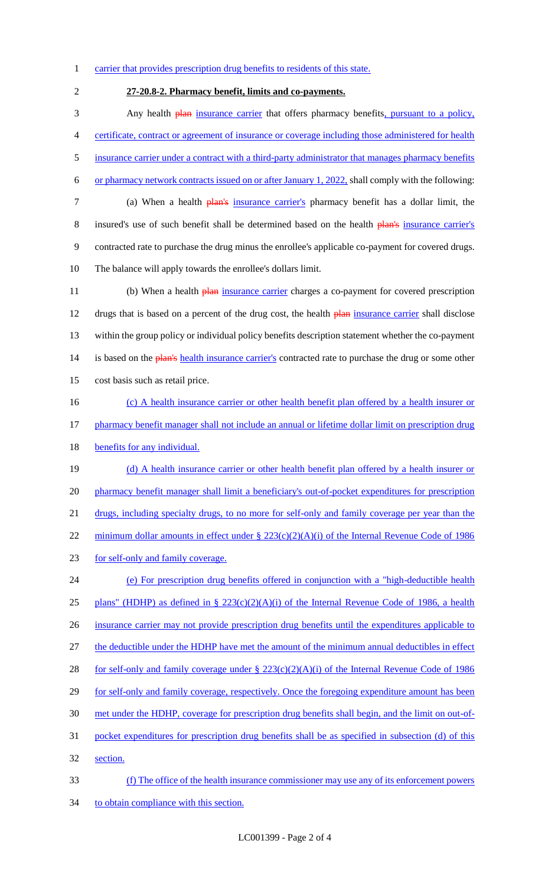carrier that provides prescription drug benefits to residents of this state.

**27-20.8-2. Pharmacy benefit, limits and co-payments.**

Any health plan insurance carrier that offers pharmacy benefits, pursuant to a policy, certificate, contract or agreement of insurance or coverage including those administered for health insurance carrier under a contract with a third-party administrator that manages pharmacy benefits or pharmacy network contracts issued on or after January 1, 2022, shall comply with the following:

(a) When a health plan's insurance carrier's pharmacy benefit has a dollar limit, the insured's use of such benefit shall be determined based on the health plan's insurance carrier's contracted rate to purchase the drug minus the enrollee's applicable co-payment for covered drugs. The balance will apply towards the enrollee's dollars limit.

(b) When a health plan insurance carrier charges a co-payment for covered prescription drugs that is based on a percent of the drug cost, the health plan insurance carrier shall disclose within the group policy or individual policy benefits description statement whether the co-payment is based on the plan's health insurance carrier's contracted rate to purchase the drug or some other cost basis such as retail price.

(c) A health insurance carrier or other health benefit plan offered by a health insurer or pharmacy benefit manager shall not include an annual or lifetime dollar limit on prescription drug benefits for any individual.

(d) A health insurance carrier or other health benefit plan offered by a health insurer or pharmacy benefit manager shall limit a beneficiary's out-of-pocket expenditures for prescription drugs, including specialty drugs, to no more for self-only and family coverage per year than the minimum dollar amounts in effect under § 223(c)(2)(A)(i) of the Internal Revenue Code of 1986 for self-only and family coverage.

(e) For prescription drug benefits offered in conjunction with a "high-deductible health plans" (HDHP) as defined in § 223(c)(2)(A)(i) of the Internal Revenue Code of 1986, a health insurance carrier may not provide prescription drug benefits until the expenditures applicable to the deductible under the HDHP have met the amount of the minimum annual deductibles in effect for self-only and family coverage under § 223(c)(2)(A)(i) of the Internal Revenue Code of 1986 for self-only and family coverage, respectively. Once the foregoing expenditure amount has been met under the HDHP, coverage for prescription drug benefits shall begin, and the limit on out-of-pocket expenditures for prescription drug benefits shall be as specified in subsection (d) of this section.

(f) The office of the health insurance commissioner may use any of its enforcement powers to obtain compliance with this section.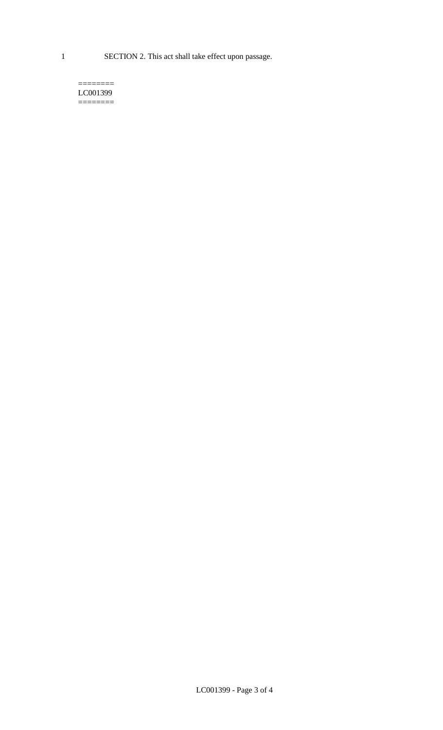SECTION 2. This act shall take effect upon passage.

========
LC001399
========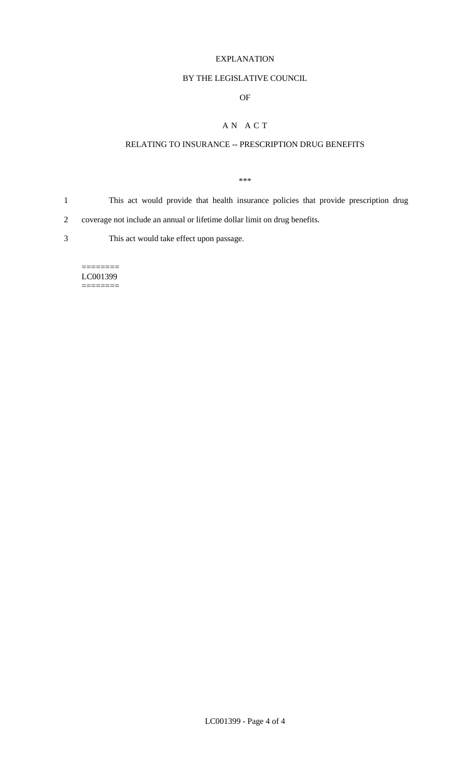EXPLANATION

BY THE LEGISLATIVE COUNCIL

OF

A N A C T

RELATING TO INSURANCE -- PRESCRIPTION DRUG BENEFITS

\*\*\*

1 This act would provide that health insurance policies that provide prescription drug
2 coverage not include an annual or lifetime dollar limit on drug benefits.
3 This act would take effect upon passage.

========
LC001399
========